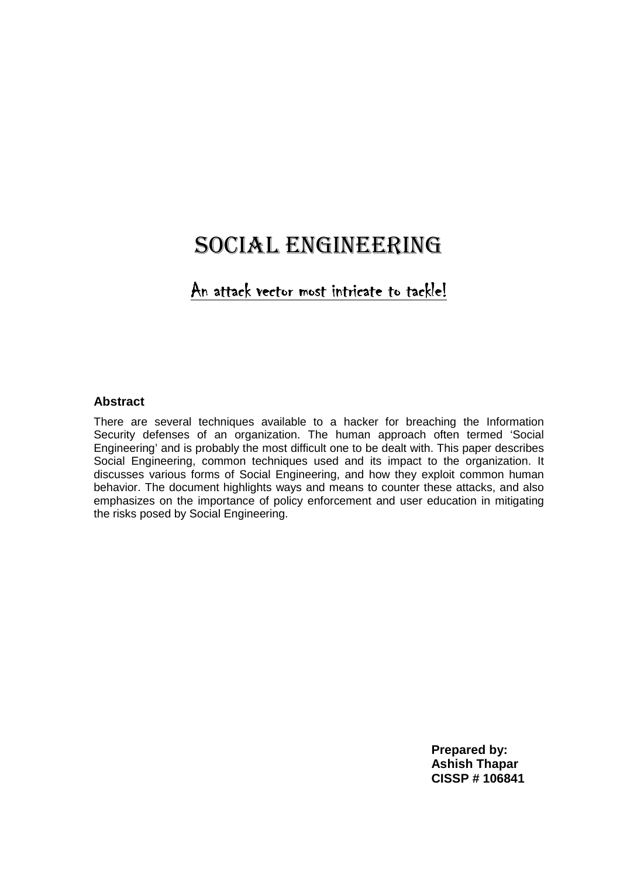# SOCIAL ENGINEERING

## An attack vector most intricate to tackle!

**Abstract**

There are several techniques available to a hacker for breaching the Information Security defenses of an organization. The human approach often termed 'Social Engineering' and is probably the most difficult one to be dealt with. This paper describes Social Engineering, common techniques used and its impact to the organization. It discusses various forms of Social Engineering, and how they exploit common human behavior. The document highlights ways and means to counter these attacks, and also emphasizes on the importance of policy enforcement and user education in mitigating the risks posed by Social Engineering.

**Prepared by:**
**Ashish Thapar**
**CISSP # 106841**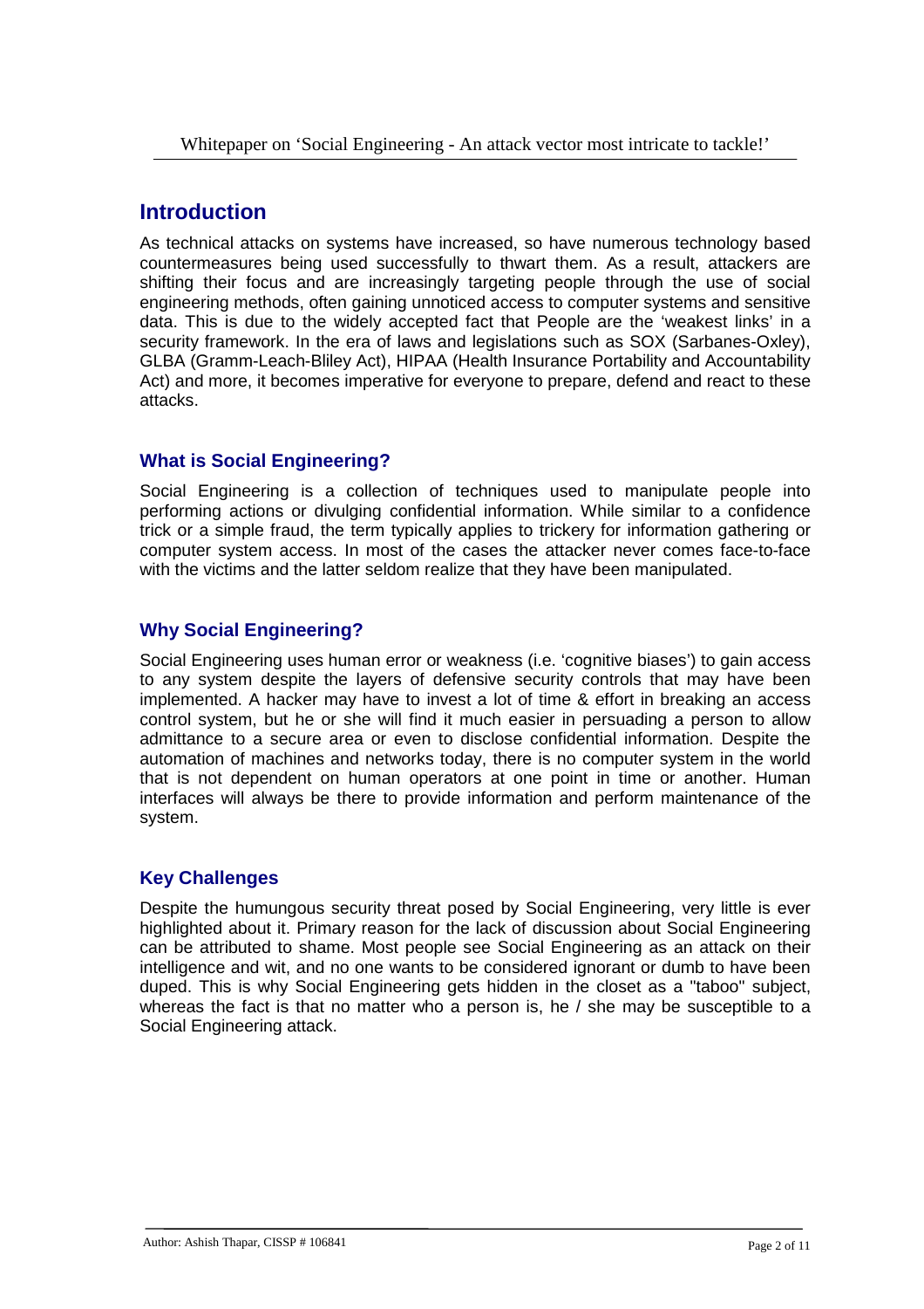## Introduction

As technical attacks on systems have increased, so have numerous technology based countermeasures being used successfully to thwart them. As a result, attackers are shifting their focus and are increasingly targeting people through the use of social engineering methods, often gaining unnoticed access to computer systems and sensitive data. This is due to the widely accepted fact that People are the 'weakest links' in a security framework. In the era of laws and legislations such as SOX (Sarbanes-Oxley), GLBA (Gramm-Leach-Bliley Act), HIPAA (Health Insurance Portability and Accountability Act) and more, it becomes imperative for everyone to prepare, defend and react to these attacks.

### What is Social Engineering?

Social Engineering is a collection of techniques used to manipulate people into performing actions or divulging confidential information. While similar to a confidence trick or a simple fraud, the term typically applies to trickery for information gathering or computer system access. In most of the cases the attacker never comes face-to-face with the victims and the latter seldom realize that they have been manipulated.

### Why Social Engineering?

Social Engineering uses human error or weakness (i.e. 'cognitive biases') to gain access to any system despite the layers of defensive security controls that may have been implemented. A hacker may have to invest a lot of time & effort in breaking an access control system, but he or she will find it much easier in persuading a person to allow admittance to a secure area or even to disclose confidential information. Despite the automation of machines and networks today, there is no computer system in the world that is not dependent on human operators at one point in time or another. Human interfaces will always be there to provide information and perform maintenance of the system.

### Key Challenges

Despite the humungous security threat posed by Social Engineering, very little is ever highlighted about it. Primary reason for the lack of discussion about Social Engineering can be attributed to shame. Most people see Social Engineering as an attack on their intelligence and wit, and no one wants to be considered ignorant or dumb to have been duped. This is why Social Engineering gets hidden in the closet as a "taboo" subject, whereas the fact is that no matter who a person is, he / she may be susceptible to a Social Engineering attack.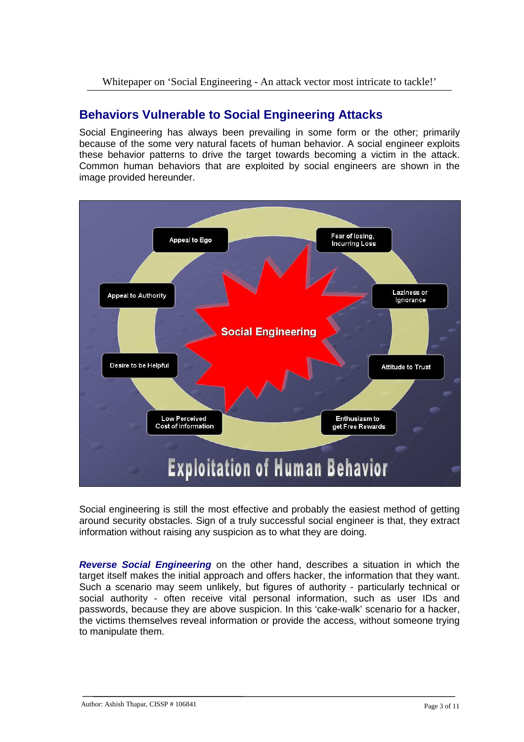## Behaviors Vulnerable to Social Engineering Attacks

Social Engineering has always been prevailing in some form or the other; primarily because of the some very natural facets of human behavior. A social engineer exploits these behavior patterns to drive the target towards becoming a victim in the attack. Common human behaviors that are exploited by social engineers are shown in the image provided hereunder.

Social engineering is still the most effective and probably the easiest method of getting around security obstacles. Sign of a truly successful social engineer is that, they extract information without raising any suspicion as to what they are doing.

***Reverse Social Engineering*** on the other hand, describes a situation in which the target itself makes the initial approach and offers hacker, the information that they want. Such a scenario may seem unlikely, but figures of authority - particularly technical or social authority - often receive vital personal information, such as user IDs and passwords, because they are above suspicion. In this 'cake-walk' scenario for a hacker, the victims themselves reveal information or provide the access, without someone trying to manipulate them.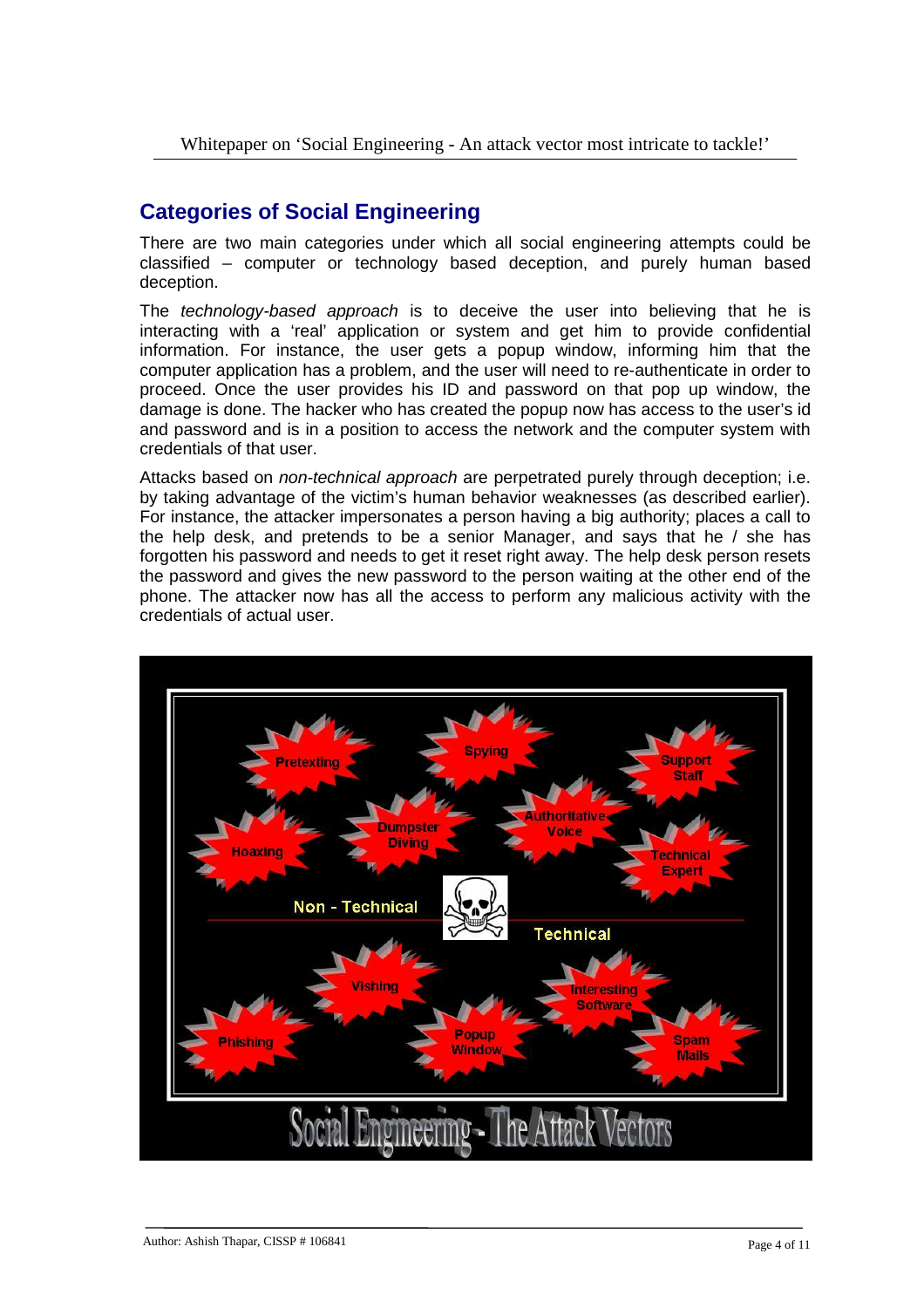## Categories of Social Engineering

There are two main categories under which all social engineering attempts could be classified – computer or technology based deception, and purely human based deception.

The *technology-based approach* is to deceive the user into believing that he is interacting with a 'real' application or system and get him to provide confidential information. For instance, the user gets a popup window, informing him that the computer application has a problem, and the user will need to re-authenticate in order to proceed. Once the user provides his ID and password on that pop up window, the damage is done. The hacker who has created the popup now has access to the user's id and password and is in a position to access the network and the computer system with credentials of that user.

Attacks based on *non-technical approach* are perpetrated purely through deception; i.e. by taking advantage of the victim's human behavior weaknesses (as described earlier). For instance, the attacker impersonates a person having a big authority; places a call to the help desk, and pretends to be a senior Manager, and says that he / she has forgotten his password and needs to get it reset right away. The help desk person resets the password and gives the new password to the person waiting at the other end of the phone. The attacker now has all the access to perform any malicious activity with the credentials of actual user.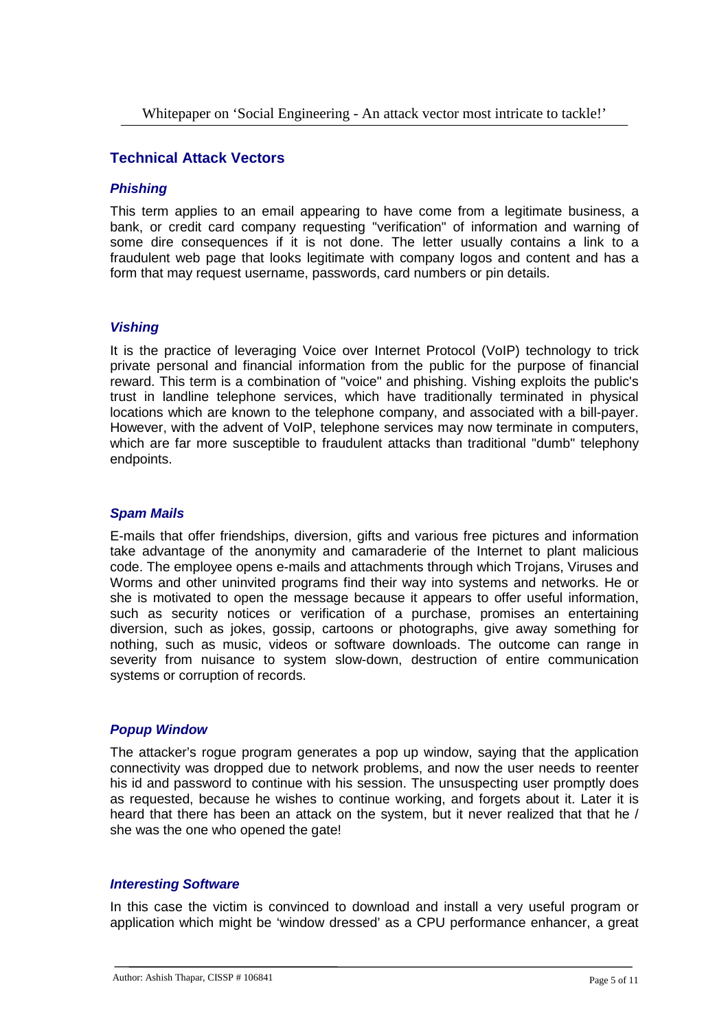## Technical Attack Vectors

### *Phishing*

This term applies to an email appearing to have come from a legitimate business, a bank, or credit card company requesting "verification" of information and warning of some dire consequences if it is not done. The letter usually contains a link to a fraudulent web page that looks legitimate with company logos and content and has a form that may request username, passwords, card numbers or pin details.

### *Vishing*

It is the practice of leveraging Voice over Internet Protocol (VoIP) technology to trick private personal and financial information from the public for the purpose of financial reward. This term is a combination of "voice" and phishing. Vishing exploits the public's trust in landline telephone services, which have traditionally terminated in physical locations which are known to the telephone company, and associated with a bill-payer. However, with the advent of VoIP, telephone services may now terminate in computers, which are far more susceptible to fraudulent attacks than traditional "dumb" telephony endpoints.

### *Spam Mails*

E-mails that offer friendships, diversion, gifts and various free pictures and information take advantage of the anonymity and camaraderie of the Internet to plant malicious code. The employee opens e-mails and attachments through which Trojans, Viruses and Worms and other uninvited programs find their way into systems and networks. He or she is motivated to open the message because it appears to offer useful information, such as security notices or verification of a purchase, promises an entertaining diversion, such as jokes, gossip, cartoons or photographs, give away something for nothing, such as music, videos or software downloads. The outcome can range in severity from nuisance to system slow-down, destruction of entire communication systems or corruption of records.

### *Popup Window*

The attacker's rogue program generates a pop up window, saying that the application connectivity was dropped due to network problems, and now the user needs to reenter his id and password to continue with his session. The unsuspecting user promptly does as requested, because he wishes to continue working, and forgets about it. Later it is heard that there has been an attack on the system, but it never realized that that he / she was the one who opened the gate!

### *Interesting Software*

In this case the victim is convinced to download and install a very useful program or application which might be 'window dressed' as a CPU performance enhancer, a great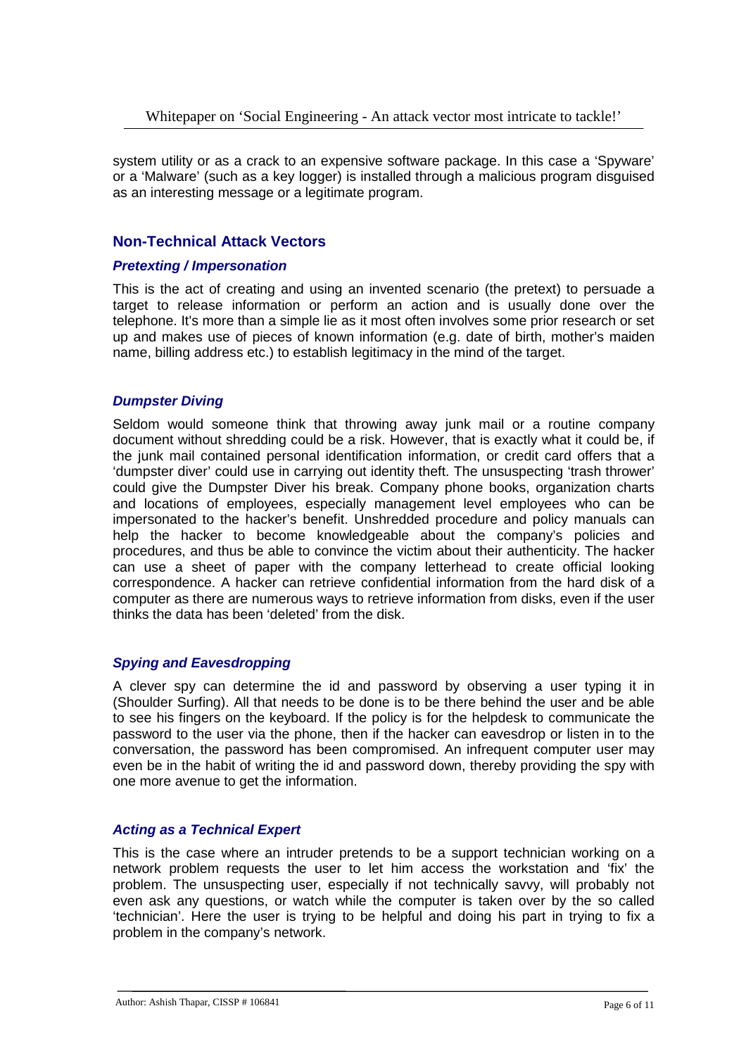system utility or as a crack to an expensive software package. In this case a 'Spyware' or a 'Malware' (such as a key logger) is installed through a malicious program disguised as an interesting message or a legitimate program.

## Non-Technical Attack Vectors

### *Pretexting / Impersonation*

This is the act of creating and using an invented scenario (the pretext) to persuade a target to release information or perform an action and is usually done over the telephone. It's more than a simple lie as it most often involves some prior research or set up and makes use of pieces of known information (e.g. date of birth, mother's maiden name, billing address etc.) to establish legitimacy in the mind of the target.

### *Dumpster Diving*

Seldom would someone think that throwing away junk mail or a routine company document without shredding could be a risk. However, that is exactly what it could be, if the junk mail contained personal identification information, or credit card offers that a 'dumpster diver' could use in carrying out identity theft. The unsuspecting 'trash thrower' could give the Dumpster Diver his break. Company phone books, organization charts and locations of employees, especially management level employees who can be impersonated to the hacker's benefit. Unshredded procedure and policy manuals can help the hacker to become knowledgeable about the company's policies and procedures, and thus be able to convince the victim about their authenticity. The hacker can use a sheet of paper with the company letterhead to create official looking correspondence. A hacker can retrieve confidential information from the hard disk of a computer as there are numerous ways to retrieve information from disks, even if the user thinks the data has been 'deleted' from the disk.

### *Spying and Eavesdropping*

A clever spy can determine the id and password by observing a user typing it in (Shoulder Surfing). All that needs to be done is to be there behind the user and be able to see his fingers on the keyboard. If the policy is for the helpdesk to communicate the password to the user via the phone, then if the hacker can eavesdrop or listen in to the conversation, the password has been compromised. An infrequent computer user may even be in the habit of writing the id and password down, thereby providing the spy with one more avenue to get the information.

### *Acting as a Technical Expert*

This is the case where an intruder pretends to be a support technician working on a network problem requests the user to let him access the workstation and 'fix' the problem. The unsuspecting user, especially if not technically savvy, will probably not even ask any questions, or watch while the computer is taken over by the so called 'technician'. Here the user is trying to be helpful and doing his part in trying to fix a problem in the company's network.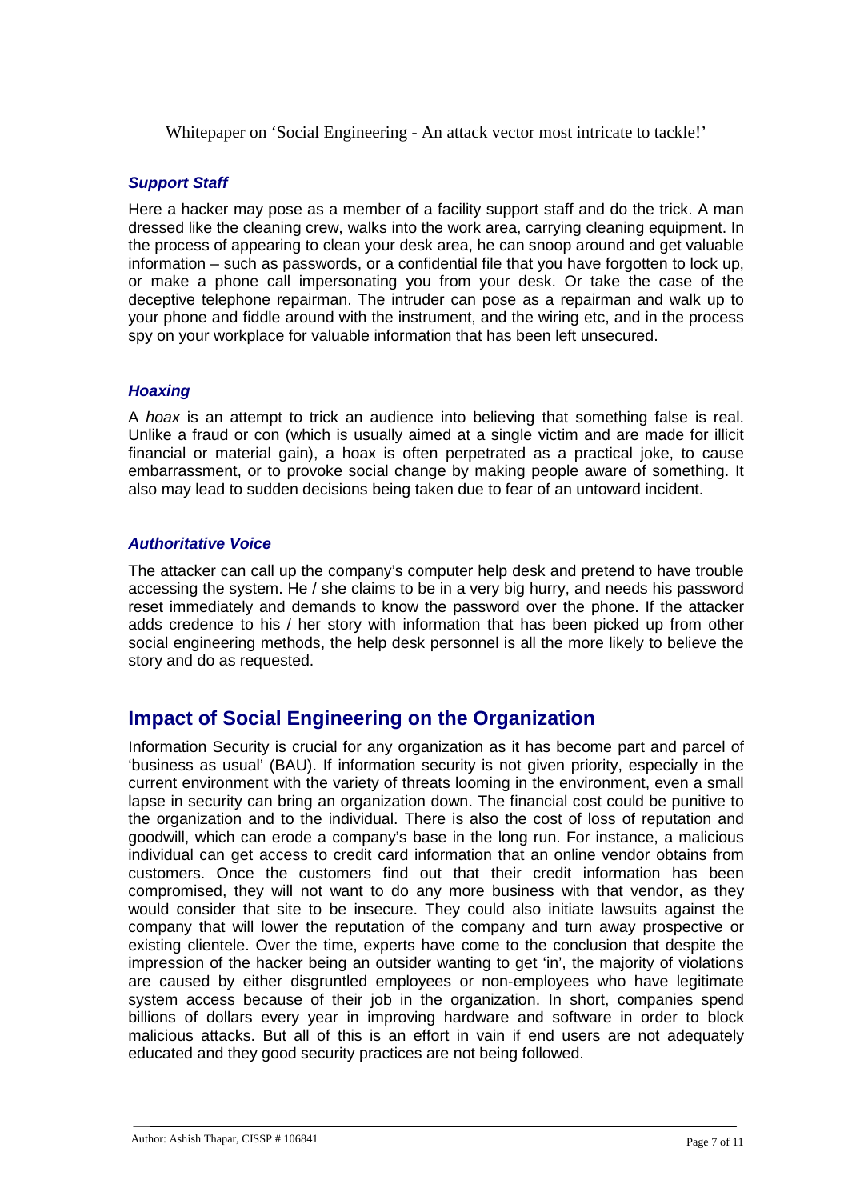### *Support Staff*

Here a hacker may pose as a member of a facility support staff and do the trick. A man dressed like the cleaning crew, walks into the work area, carrying cleaning equipment. In the process of appearing to clean your desk area, he can snoop around and get valuable information – such as passwords, or a confidential file that you have forgotten to lock up, or make a phone call impersonating you from your desk. Or take the case of the deceptive telephone repairman. The intruder can pose as a repairman and walk up to your phone and fiddle around with the instrument, and the wiring etc, and in the process spy on your workplace for valuable information that has been left unsecured.

### *Hoaxing*

A *hoax* is an attempt to trick an audience into believing that something false is real. Unlike a fraud or con (which is usually aimed at a single victim and are made for illicit financial or material gain), a hoax is often perpetrated as a practical joke, to cause embarrassment, or to provoke social change by making people aware of something. It also may lead to sudden decisions being taken due to fear of an untoward incident.

### *Authoritative Voice*

The attacker can call up the company's computer help desk and pretend to have trouble accessing the system. He / she claims to be in a very big hurry, and needs his password reset immediately and demands to know the password over the phone. If the attacker adds credence to his / her story with information that has been picked up from other social engineering methods, the help desk personnel is all the more likely to believe the story and do as requested.

## Impact of Social Engineering on the Organization

Information Security is crucial for any organization as it has become part and parcel of 'business as usual' (BAU). If information security is not given priority, especially in the current environment with the variety of threats looming in the environment, even a small lapse in security can bring an organization down. The financial cost could be punitive to the organization and to the individual. There is also the cost of loss of reputation and goodwill, which can erode a company's base in the long run. For instance, a malicious individual can get access to credit card information that an online vendor obtains from customers. Once the customers find out that their credit information has been compromised, they will not want to do any more business with that vendor, as they would consider that site to be insecure. They could also initiate lawsuits against the company that will lower the reputation of the company and turn away prospective or existing clientele. Over the time, experts have come to the conclusion that despite the impression of the hacker being an outsider wanting to get 'in', the majority of violations are caused by either disgruntled employees or non-employees who have legitimate system access because of their job in the organization. In short, companies spend billions of dollars every year in improving hardware and software in order to block malicious attacks. But all of this is an effort in vain if end users are not adequately educated and they good security practices are not being followed.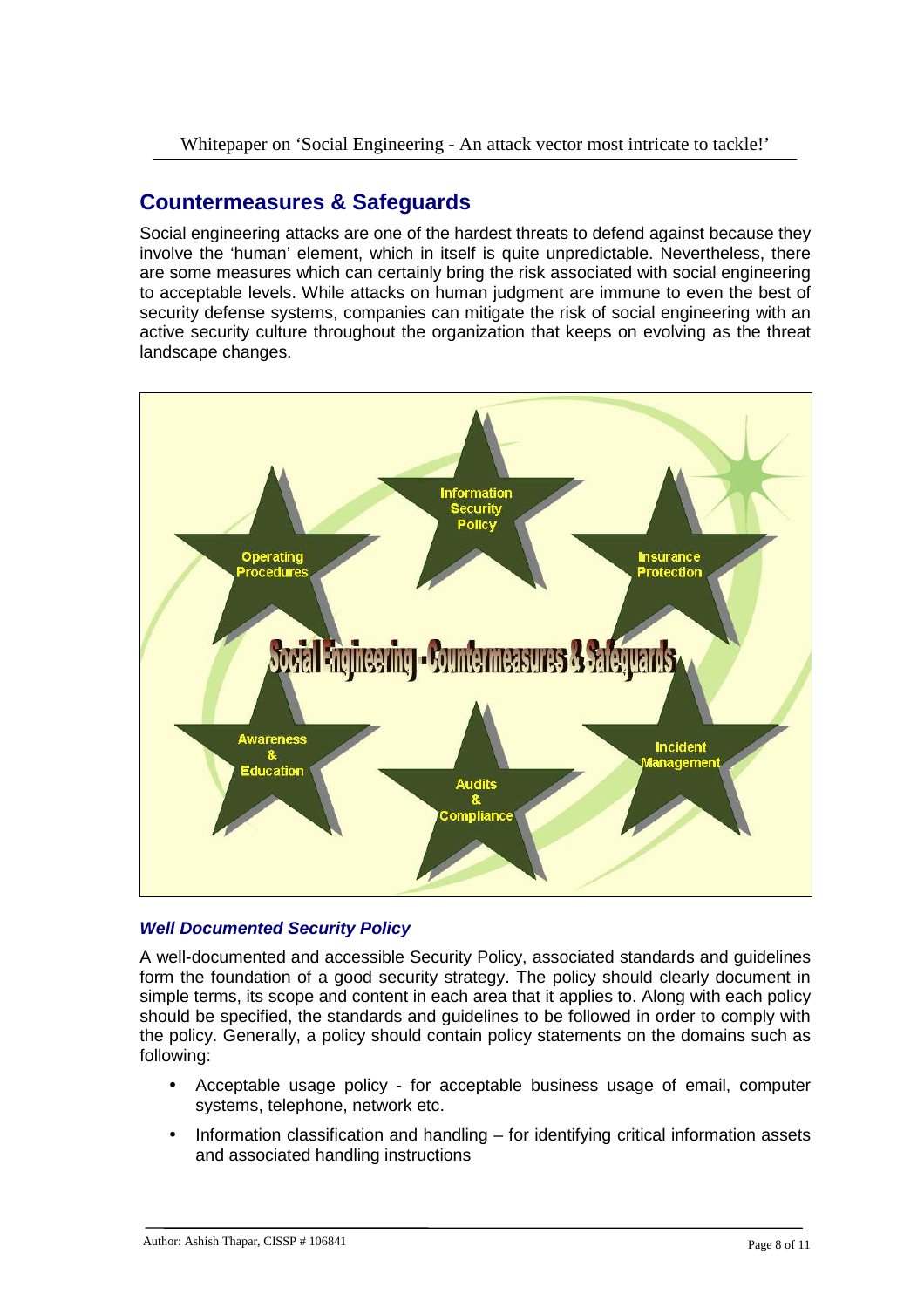## Countermeasures & Safeguards

Social engineering attacks are one of the hardest threats to defend against because they involve the 'human' element, which in itself is quite unpredictable. Nevertheless, there are some measures which can certainly bring the risk associated with social engineering to acceptable levels. While attacks on human judgment are immune to even the best of security defense systems, companies can mitigate the risk of social engineering with an active security culture throughout the organization that keeps on evolving as the threat landscape changes.

### *Well Documented Security Policy*

A well-documented and accessible Security Policy, associated standards and guidelines form the foundation of a good security strategy. The policy should clearly document in simple terms, its scope and content in each area that it applies to. Along with each policy should be specified, the standards and guidelines to be followed in order to comply with the policy. Generally, a policy should contain policy statements on the domains such as following:

- Acceptable usage policy - for acceptable business usage of email, computer systems, telephone, network etc.
- Information classification and handling – for identifying critical information assets and associated handling instructions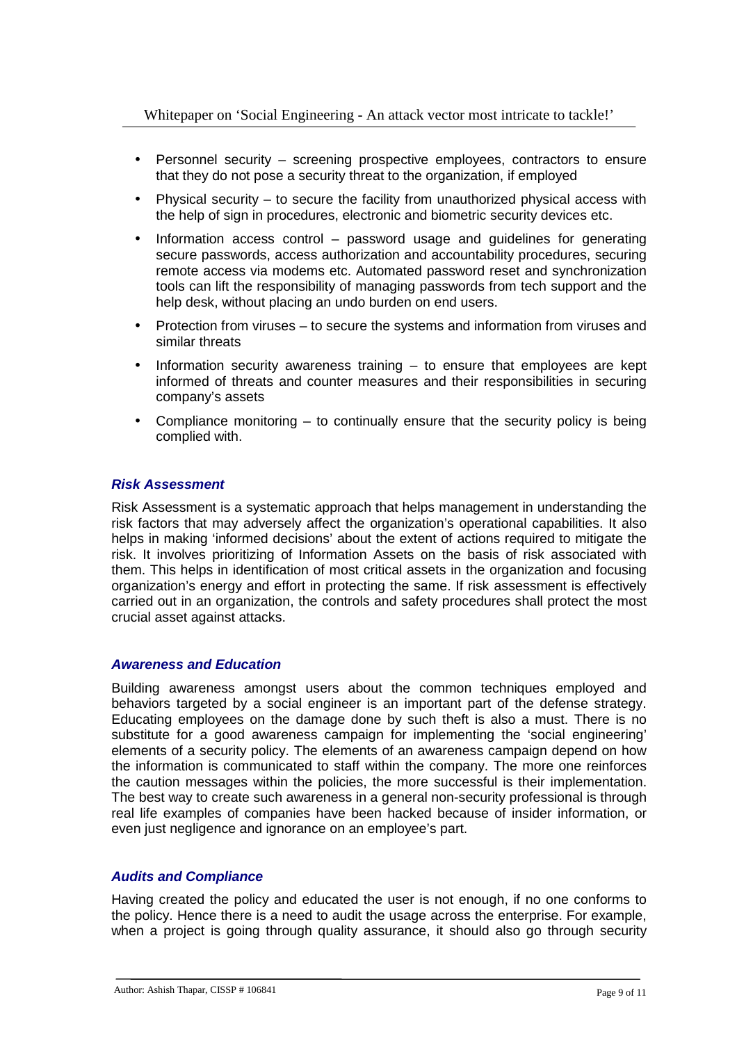- Personnel security – screening prospective employees, contractors to ensure that they do not pose a security threat to the organization, if employed
- Physical security – to secure the facility from unauthorized physical access with the help of sign in procedures, electronic and biometric security devices etc.
- Information access control – password usage and guidelines for generating secure passwords, access authorization and accountability procedures, securing remote access via modems etc. Automated password reset and synchronization tools can lift the responsibility of managing passwords from tech support and the help desk, without placing an undo burden on end users.
- Protection from viruses – to secure the systems and information from viruses and similar threats
- Information security awareness training – to ensure that employees are kept informed of threats and counter measures and their responsibilities in securing company's assets
- Compliance monitoring – to continually ensure that the security policy is being complied with.

### *Risk Assessment*

Risk Assessment is a systematic approach that helps management in understanding the risk factors that may adversely affect the organization's operational capabilities. It also helps in making 'informed decisions' about the extent of actions required to mitigate the risk. It involves prioritizing of Information Assets on the basis of risk associated with them. This helps in identification of most critical assets in the organization and focusing organization's energy and effort in protecting the same. If risk assessment is effectively carried out in an organization, the controls and safety procedures shall protect the most crucial asset against attacks.

### *Awareness and Education*

Building awareness amongst users about the common techniques employed and behaviors targeted by a social engineer is an important part of the defense strategy. Educating employees on the damage done by such theft is also a must. There is no substitute for a good awareness campaign for implementing the 'social engineering' elements of a security policy. The elements of an awareness campaign depend on how the information is communicated to staff within the company. The more one reinforces the caution messages within the policies, the more successful is their implementation. The best way to create such awareness in a general non-security professional is through real life examples of companies have been hacked because of insider information, or even just negligence and ignorance on an employee's part.

### *Audits and Compliance*

Having created the policy and educated the user is not enough, if no one conforms to the policy. Hence there is a need to audit the usage across the enterprise. For example, when a project is going through quality assurance, it should also go through security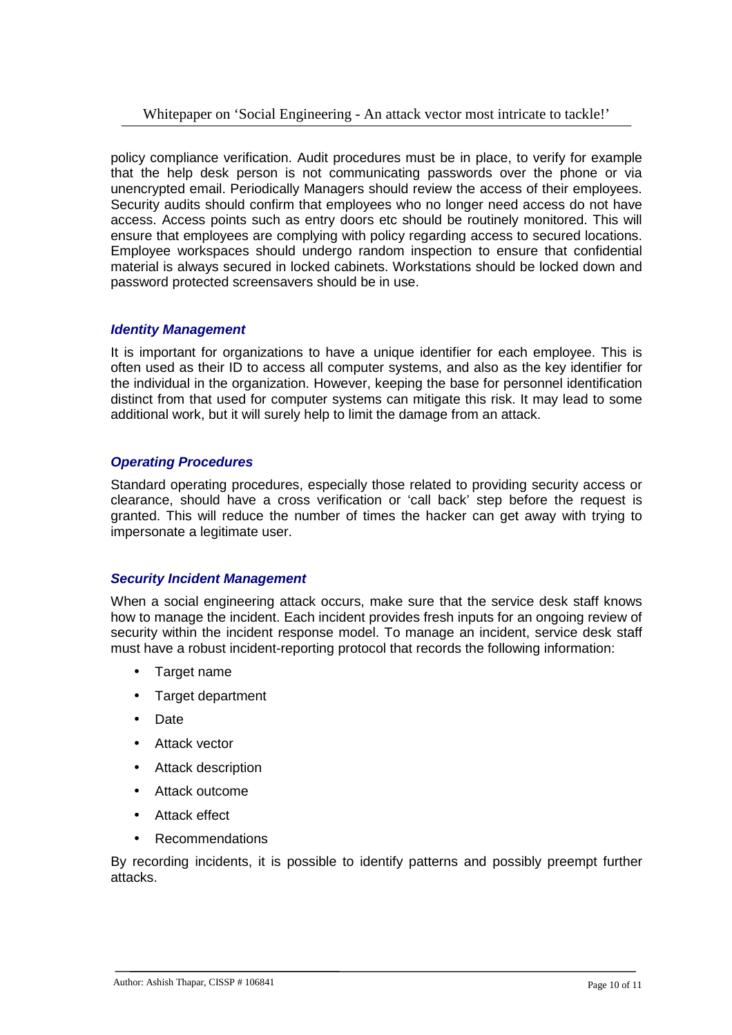policy compliance verification. Audit procedures must be in place, to verify for example that the help desk person is not communicating passwords over the phone or via unencrypted email. Periodically Managers should review the access of their employees. Security audits should confirm that employees who no longer need access do not have access. Access points such as entry doors etc should be routinely monitored. This will ensure that employees are complying with policy regarding access to secured locations. Employee workspaces should undergo random inspection to ensure that confidential material is always secured in locked cabinets. Workstations should be locked down and password protected screensavers should be in use.

### *Identity Management*

It is important for organizations to have a unique identifier for each employee. This is often used as their ID to access all computer systems, and also as the key identifier for the individual in the organization. However, keeping the base for personnel identification distinct from that used for computer systems can mitigate this risk. It may lead to some additional work, but it will surely help to limit the damage from an attack.

### *Operating Procedures*

Standard operating procedures, especially those related to providing security access or clearance, should have a cross verification or 'call back' step before the request is granted. This will reduce the number of times the hacker can get away with trying to impersonate a legitimate user.

### *Security Incident Management*

When a social engineering attack occurs, make sure that the service desk staff knows how to manage the incident. Each incident provides fresh inputs for an ongoing review of security within the incident response model. To manage an incident, service desk staff must have a robust incident-reporting protocol that records the following information:

- Target name
- Target department
- Date
- Attack vector
- Attack description
- Attack outcome
- Attack effect
- Recommendations

By recording incidents, it is possible to identify patterns and possibly preempt further attacks.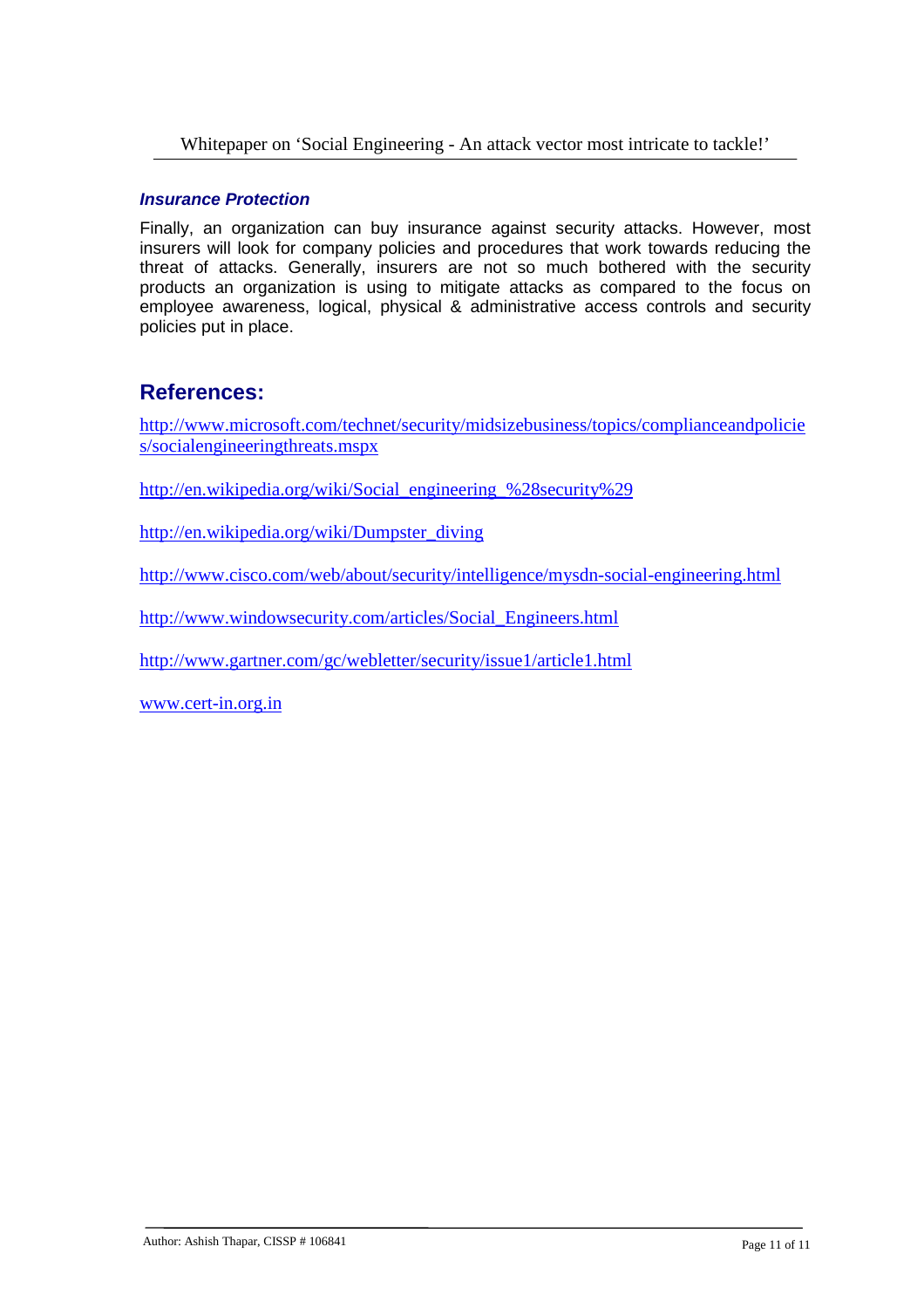### *Insurance Protection*

Finally, an organization can buy insurance against security attacks. However, most insurers will look for company policies and procedures that work towards reducing the threat of attacks. Generally, insurers are not so much bothered with the security products an organization is using to mitigate attacks as compared to the focus on employee awareness, logical, physical & administrative access controls and security policies put in place.

## References:

http://www.microsoft.com/technet/security/midsizebusiness/topics/complianceandpolicies/socialengineeringthreats.mspx

http://en.wikipedia.org/wiki/Social_engineering_%28security%29

http://en.wikipedia.org/wiki/Dumpster_diving

http://www.cisco.com/web/about/security/intelligence/mysdn-social-engineering.html

http://www.windowsecurity.com/articles/Social_Engineers.html

http://www.gartner.com/gc/webletter/security/issue1/article1.html

www.cert-in.org.in